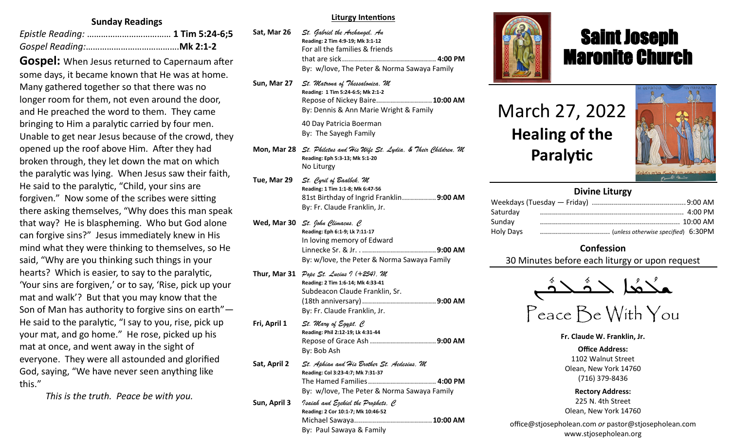## Sunday Readings

*Epistle Reading:* ................................... **1 Tim 5:24-6;5**
*Gospel Reading:*........................................**Mk 2:1-2**

**Gospel:** When Jesus returned to Capernaum after some days, it became known that He was at home. Many gathered together so that there was no longer room for them, not even around the door, and He preached the word to them. They came bringing to Him a paralytic carried by four men. Unable to get near Jesus because of the crowd, they opened up the roof above Him. After they had broken through, they let down the mat on which the paralytic was lying. When Jesus saw their faith, He said to the paralytic, "Child, your sins are forgiven." Now some of the scribes were sitting there asking themselves, "Why does this man speak that way? He is blaspheming. Who but God alone can forgive sins?" Jesus immediately knew in His mind what they were thinking to themselves, so He said, "Why are you thinking such things in your hearts? Which is easier, to say to the paralytic, 'Your sins are forgiven,' or to say, 'Rise, pick up your mat and walk'? But that you may know that the Son of Man has authority to forgive sins on earth"—He said to the paralytic, "I say to you, rise, pick up your mat, and go home." He rose, picked up his mat at once, and went away in the sight of everyone. They were all astounded and glorified God, saying, "We have never seen anything like this."

*This is the truth. Peace be with you.*

## Liturgy Intentions

**Sat, Mar 26** — *St. Gabriel the Archangel, An*
**Reading: 2 Tim 4:9-19; Mk 3:1-12**
For all the families & friends that are sick.............................................. **4:00 PM**
By: w/love, The Peter & Norma Sawaya Family

**Sun, Mar 27** — *St. Matrona of Thessalonica, M*
**Reading: 1 Tim 5:24-6:5; Mk 2:1-2**
Repose of Nickey Baire............................**10:00 AM**
By: Dennis & Ann Marie Wright & Family

40 Day Patricia Boerman
By: The Sayegh Family

**Mon, Mar 28** — *St. Philetus and His Wife St. Lydia, & Their Children, M*
**Reading: Eph 5:3-13; Mk 5:1-20**
No Liturgy

**Tue, Mar 29** — *St. Cyril of Baalbek, M*
**Reading: 1 Tim 1:1-8; Mk 6:47-56**
81st Birthday of Ingrid Franklin.................**9:00 AM**
By: Fr. Claude Franklin, Jr.

**Wed, Mar 30** — *St. John Climacus, C*
**Reading: Eph 6:1-9; Lk 7:11-17**
In loving memory of Edward Linnecke Sr. & Jr. . ....................................**9:00 AM**
By: w/love, the Peter & Norma Sawaya Family

**Thur, Mar 31** — *Pope St. Lucius I (+254), M*
**Reading: 2 Tim 1:6-14; Mk 4:33-41**
Subdeacon Claude Franklin, Sr. (18th anniversary)....................................**9:00 AM**
By: Fr. Claude Franklin, Jr.

**Fri, April 1** — *St. Mary of Egypt, C*
**Reading: Phil 2:12-19; Lk 4:31-44**
Repose of Grace Ash ................................**9:00 AM**
By: Bob Ash

**Sat, April 2** — *St. Aphian and His Brother St. Aedesius, M*
**Reading: Col 3:23-4:7; Mk 7:31-37**
The Hamed Families................................. **4:00 PM**
By: w/love, The Peter & Norma Sawaya Family

**Sun, April 3** — *Isaiah and Ezekiel the Prophets, C*
**Reading: 2 Cor 10:1-7; Mk 10:46-52**
Michael Sawaya.......................................**10:00 AM**
By: Paul Sawaya & Family

# Saint Joseph Maronite Church

# March 27, 2022
## Healing of the Paralytic

## Divine Liturgy

| | |
|---|---|
| Weekdays (Tuesday — Friday) | 9:00 AM |
| Saturday | 4:00 PM |
| Sunday | 10:00 AM |
| Holy Days | (*unless otherwise specified*) 6:30PM |

## Confession

30 Minutes before each liturgy or upon request

ܫܠܡܐ ܠܟܘܠܟܘܢ

Peace Be With You

**Fr. Claude W. Franklin, Jr.**

**Office Address:**
1102 Walnut Street
Olean, New York 14760
(716) 379-8436

**Rectory Address:**
225 N. 4th Street
Olean, New York 14760

office@stjosepholean.com *or* pastor@stjosepholean.com
www.stjosepholean.org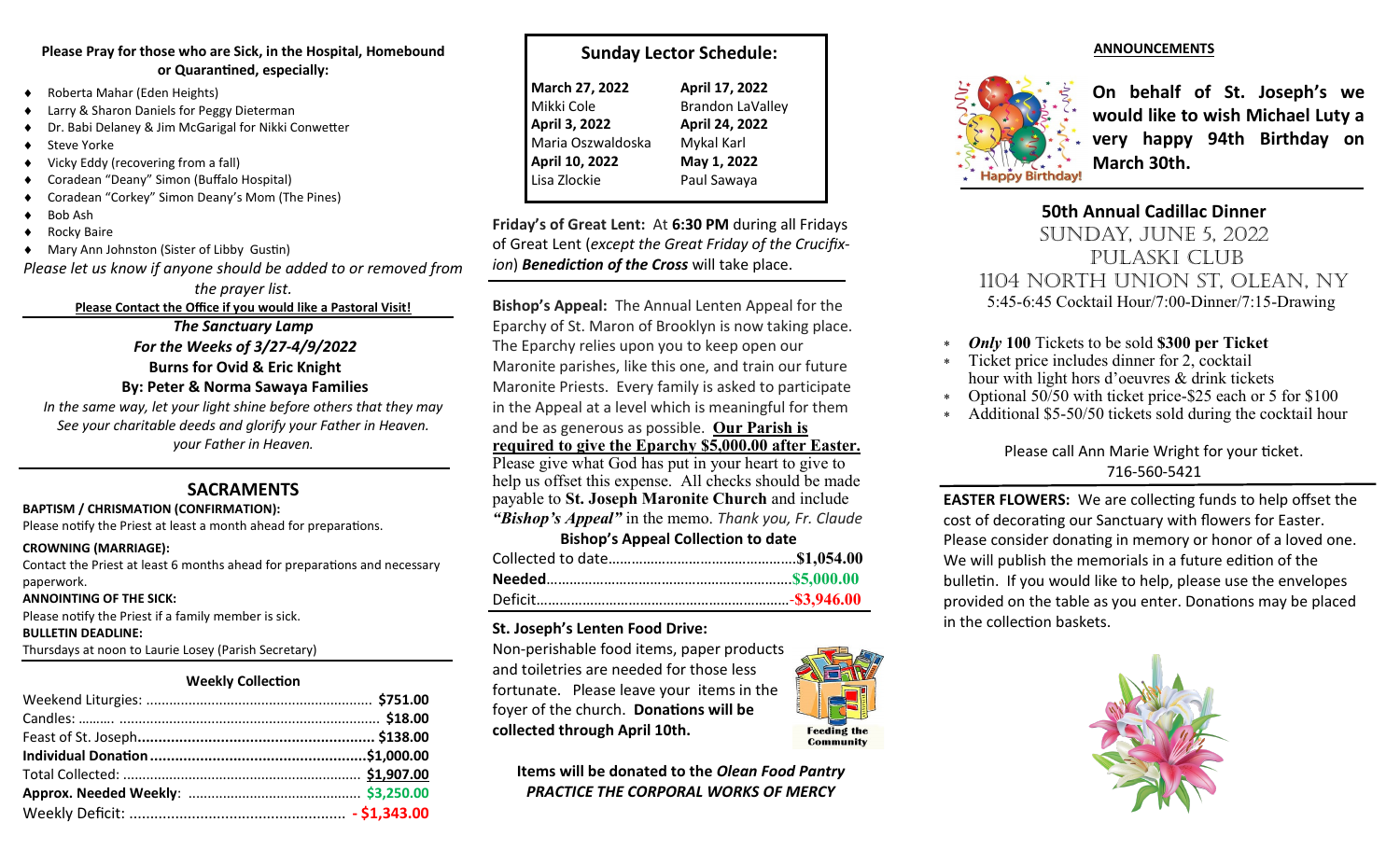**Please Pray for those who are Sick, in the Hospital, Homebound or Quarantined, especially:**

- Roberta Mahar (Eden Heights)
- Larry & Sharon Daniels for Peggy Dieterman
- Dr. Babi Delaney & Jim McGarigal for Nikki Conwetter
- Steve Yorke
- Vicky Eddy (recovering from a fall)
- Coradean "Deany" Simon (Buffalo Hospital)
- Coradean "Corkey" Simon Deany's Mom (The Pines)
- Bob Ash
- Rocky Baire
- Mary Ann Johnston (Sister of Libby Gustin)

*Please let us know if anyone should be added to or removed from the prayer list.*

**Please Contact the Office if you would like a Pastoral Visit!**

***The Sanctuary Lamp***
***For the Weeks of 3/27-4/9/2022***
**Burns for Ovid & Eric Knight**
**By: Peter & Norma Sawaya Families**

*In the same way, let your light shine before others that they may See your charitable deeds and glorify your Father in Heaven. your Father in Heaven.*

## SACRAMENTS

**BAPTISM / CHRISMATION (CONFIRMATION):**
Please notify the Priest at least a month ahead for preparations.

**CROWNING (MARRIAGE):**
Contact the Priest at least 6 months ahead for preparations and necessary paperwork.

**ANNOINTING OF THE SICK:**
Please notify the Priest if a family member is sick.

**BULLETIN DEADLINE:**
Thursdays at noon to Laurie Losey (Parish Secretary)

### Weekly Collection

| | |
|---|---|
| Weekend Liturgies: | $751.00 |
| Candles: | $18.00 |
| Feast of St. Joseph | $138.00 |
| **Individual Donation** | $1,000.00 |
| Total Collected: | $1,907.00 |
| **Approx. Needed Weekly**: | $3,250.00 |
| Weekly Deficit: | - $1,343.00 |

## Sunday Lector Schedule:

| | |
|---|---|
| **March 27, 2022** | **April 17, 2022** |
| Mikki Cole | Brandon LaValley |
| **April 3, 2022** | **April 24, 2022** |
| Maria Oszwaldoska | Mykal Karl |
| **April 10, 2022** | **May 1, 2022** |
| Lisa Zlockie | Paul Sawaya |

**Friday's of Great Lent:** At **6:30 PM** during all Fridays of Great Lent (*except the Great Friday of the Crucifixion*) ***Benediction of the Cross*** will take place.

**Bishop's Appeal:** The Annual Lenten Appeal for the Eparchy of St. Maron of Brooklyn is now taking place. The Eparchy relies upon you to keep open our Maronite parishes, like this one, and train our future Maronite Priests. Every family is asked to participate in the Appeal at a level which is meaningful for them and be as generous as possible. **Our Parish is required to give the Eparchy $5,000.00 after Easter.** Please give what God has put in your heart to give to help us offset this expense. All checks should be made payable to **St. Joseph Maronite Church** and include ***"Bishop's Appeal"*** in the memo. *Thank you, Fr. Claude*

**Bishop's Appeal Collection to date**

| | |
|---|---|
| Collected to date | $1,054.00 |
| **Needed** | $5,000.00 |
| Deficit | -$3,946.00 |

**St. Joseph's Lenten Food Drive:**
Non-perishable food items, paper products and toiletries are needed for those less fortunate. Please leave your items in the foyer of the church. **Donations will be collected through April 10th.**

Feeding the Community

**Items will be donated to the *Olean Food Pantry***
***PRACTICE THE CORPORAL WORKS OF MERCY***

**ANNOUNCEMENTS**

Happy Birthday!

**On behalf of St. Joseph's we would like to wish Michael Luty a very happy 94th Birthday on March 30th.**

## 50th Annual Cadillac Dinner

SUNDAY, JUNE 5, 2022
PULASKI CLUB
1104 NORTH UNION ST, OLEAN, NY
5:45-6:45 Cocktail Hour/7:00-Dinner/7:15-Drawing

- ***Only* 100** Tickets to be sold **$300 per Ticket**
- Ticket price includes dinner for 2, cocktail hour with light hors d'oeuvres & drink tickets
- Optional 50/50 with ticket price-$25 each or 5 for $100
- Additional $5-50/50 tickets sold during the cocktail hour

Please call Ann Marie Wright for your ticket. 716-560-5421

**EASTER FLOWERS:** We are collecting funds to help offset the cost of decorating our Sanctuary with flowers for Easter. Please consider donating in memory or honor of a loved one. We will publish the memorials in a future edition of the bulletin. If you would like to help, please use the envelopes provided on the table as you enter. Donations may be placed in the collection baskets.